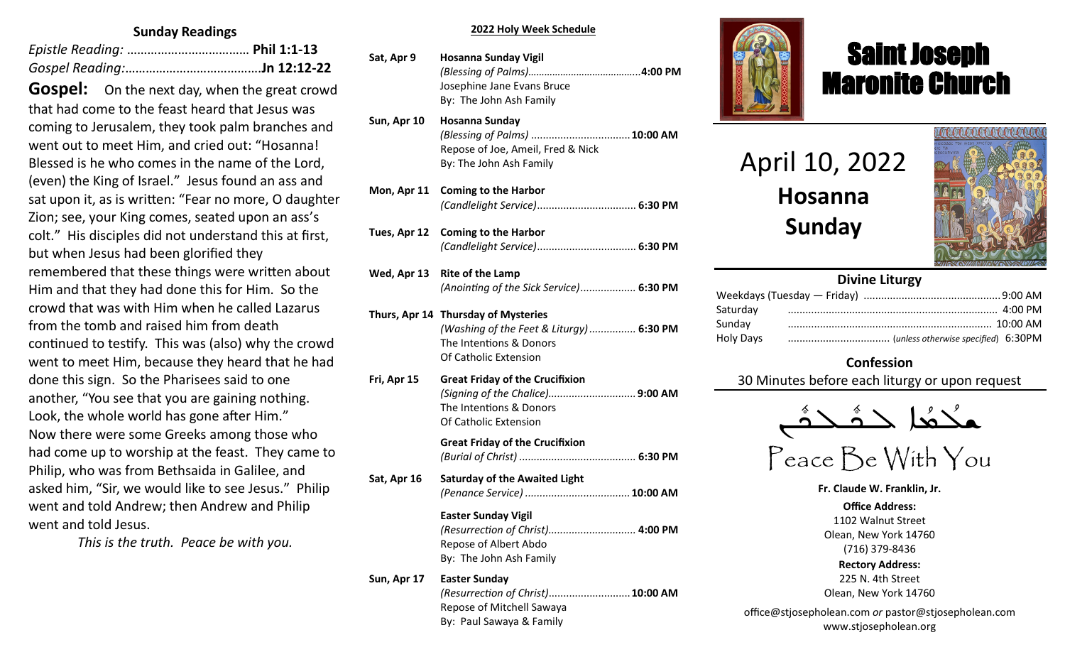## Sunday Readings

*Epistle Reading:* ................................... **Phil 1:1-13**
*Gospel Reading:*........................................**Jn 12:12-22**

**Gospel:** On the next day, when the great crowd that had come to the feast heard that Jesus was coming to Jerusalem, they took palm branches and went out to meet Him, and cried out: "Hosanna! Blessed is he who comes in the name of the Lord, (even) the King of Israel." Jesus found an ass and sat upon it, as is written: "Fear no more, O daughter Zion; see, your King comes, seated upon an ass's colt." His disciples did not understand this at first, but when Jesus had been glorified they remembered that these things were written about Him and that they had done this for Him. So the crowd that was with Him when he called Lazarus from the tomb and raised him from death continued to testify. This was (also) why the crowd went to meet Him, because they heard that he had done this sign. So the Pharisees said to one another, "You see that you are gaining nothing. Look, the whole world has gone after Him." Now there were some Greeks among those who had come up to worship at the feast. They came to Philip, who was from Bethsaida in Galilee, and asked him, "Sir, we would like to see Jesus." Philip went and told Andrew; then Andrew and Philip went and told Jesus.

*This is the truth. Peace be with you.*

## 2022 Holy Week Schedule

**Sat, Apr 9** — **Hosanna Sunday Vigil**
*(Blessing of Palms)*......................................... **4:00 PM**
Josephine Jane Evans Bruce
By: The John Ash Family

**Sun, Apr 10** — **Hosanna Sunday**
*(Blessing of Palms)* .................................. **10:00 AM**
Repose of Joe, Ameil, Fred & Nick
By: The John Ash Family

**Mon, Apr 11** — **Coming to the Harbor**
*(Candlelight Service)*.................................. **6:30 PM**

**Tues, Apr 12** — **Coming to the Harbor**
*(Candlelight Service)*.................................. **6:30 PM**

**Wed, Apr 13** — **Rite of the Lamp**
*(Anointing of the Sick Service)*................... **6:30 PM**

**Thurs, Apr 14** — **Thursday of Mysteries**
*(Washing of the Feet & Liturgy)* ................ **6:30 PM**
The Intentions & Donors
Of Catholic Extension

**Fri, Apr 15** — **Great Friday of the Crucifixion**
*(Signing of the Chalice)*............................. **9:00 AM**
The Intentions & Donors
Of Catholic Extension

**Great Friday of the Crucifixion**
*(Burial of Christ)* ....................................... **6:30 PM**

**Sat, Apr 16** — **Saturday of the Awaited Light**
*(Penance Service)* ................................... **10:00 AM**

**Easter Sunday Vigil**
*(Resurrection of Christ)*............................. **4:00 PM**
Repose of Albert Abdo
By: The John Ash Family

**Sun, Apr 17** — **Easter Sunday**
*(Resurrection of Christ)*........................... **10:00 AM**
Repose of Mitchell Sawaya
By: Paul Sawaya & Family

# Saint Joseph Maronite Church

# April 10, 2022
## Hosanna Sunday

### Divine Liturgy

| | |
|---|---|
| Weekdays (Tuesday — Friday) | 9:00 AM |
| Saturday | 4:00 PM |
| Sunday | 10:00 AM |
| Holy Days | (*unless otherwise specified*) 6:30PM |

### Confession

30 Minutes before each liturgy or upon request

ܫܠܡܐ ܠܟܠܟܘܢ

Peace Be With You

**Fr. Claude W. Franklin, Jr.**

**Office Address:**
1102 Walnut Street
Olean, New York 14760
(716) 379-8436

**Rectory Address:**
225 N. 4th Street
Olean, New York 14760

office@stjosepholean.com *or* pastor@stjosepholean.com
www.stjosepholean.org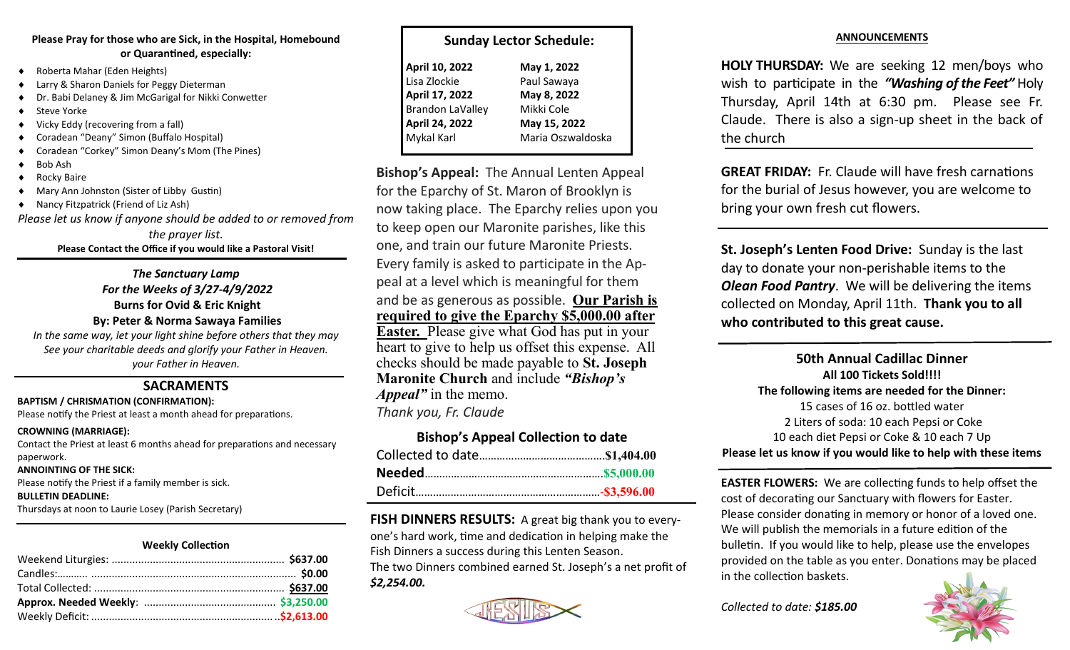**Please Pray for those who are Sick, in the Hospital, Homebound or Quarantined, especially:**

- Roberta Mahar (Eden Heights)
- Larry & Sharon Daniels for Peggy Dieterman
- Dr. Babi Delaney & Jim McGarigal for Nikki Conwetter
- Steve Yorke
- Vicky Eddy (recovering from a fall)
- Coradean "Deany" Simon (Buffalo Hospital)
- Coradean "Corkey" Simon Deany's Mom (The Pines)
- Bob Ash
- Rocky Baire
- Mary Ann Johnston (Sister of Libby Gustin)
- Nancy Fitzpatrick (Friend of Liz Ash)

*Please let us know if anyone should be added to or removed from the prayer list.*

**Please Contact the Office if you would like a Pastoral Visit!**

***The Sanctuary Lamp***
***For the Weeks of 3/27-4/9/2022***
**Burns for Ovid & Eric Knight**
**By: Peter & Norma Sawaya Families**

*In the same way, let your light shine before others that they may See your charitable deeds and glorify your Father in Heaven. your Father in Heaven.*

## SACRAMENTS

**BAPTISM / CHRISMATION (CONFIRMATION):**
Please notify the Priest at least a month ahead for preparations.

**CROWNING (MARRIAGE):**
Contact the Priest at least 6 months ahead for preparations and necessary paperwork.

**ANNOINTING OF THE SICK:**
Please notify the Priest if a family member is sick.

**BULLETIN DEADLINE:**
Thursdays at noon to Laurie Losey (Parish Secretary)

**Weekly Collection**

| | |
|---|---|
| Weekend Liturgies: | **$637.00** |
| Candles: | **$0.00** |
| Total Collected: | **$637.00** |
| **Approx. Needed Weekly**: | **$3,250.00** |
| Weekly Deficit: | **$2,613.00** |

### Sunday Lector Schedule:

| | |
|---|---|
| **April 10, 2022** | **May 1, 2022** |
| Lisa Zlockie | Paul Sawaya |
| **April 17, 2022** | **May 8, 2022** |
| Brandon LaValley | Mikki Cole |
| **April 24, 2022** | **May 15, 2022** |
| Mykal Karl | Maria Oszwaldoska |

**Bishop's Appeal:** The Annual Lenten Appeal for the Eparchy of St. Maron of Brooklyn is now taking place. The Eparchy relies upon you to keep open our Maronite parishes, like this one, and train our future Maronite Priests. Every family is asked to participate in the Appeal at a level which is meaningful for them and be as generous as possible. **Our Parish is required to give the Eparchy $5,000.00 after Easter.** Please give what God has put in your heart to give to help us offset this expense. All checks should be made payable to **St. Joseph Maronite Church** and include ***"Bishop's Appeal"*** in the memo.
*Thank you, Fr. Claude*

**Bishop's Appeal Collection to date**

| | |
|---|---|
| Collected to date | **$1,404.00** |
| **Needed** | **$5,000.00** |
| Deficit | **-$3,596.00** |

**FISH DINNERS RESULTS:** A great big thank you to everyone's hard work, time and dedication in helping make the Fish Dinners a success during this Lenten Season.
The two Dinners combined earned St. Joseph's a net profit of ***$2,254.00.***

**ANNOUNCEMENTS**

**HOLY THURSDAY:** We are seeking 12 men/boys who wish to participate in the ***"Washing of the Feet"*** Holy Thursday, April 14th at 6:30 pm. Please see Fr. Claude. There is also a sign-up sheet in the back of the church

**GREAT FRIDAY:** Fr. Claude will have fresh carnations for the burial of Jesus however, you are welcome to bring your own fresh cut flowers.

**St. Joseph's Lenten Food Drive:** Sunday is the last day to donate your non-perishable items to the ***Olean Food Pantry***. We will be delivering the items collected on Monday, April 11th. **Thank you to all who contributed to this great cause.**

**50th Annual Cadillac Dinner**
**All 100 Tickets Sold!!!!**
**The following items are needed for the Dinner:**
15 cases of 16 oz. bottled water
2 Liters of soda: 10 each Pepsi or Coke
10 each diet Pepsi or Coke & 10 each 7 Up
**Please let us know if you would like to help with these items**

**EASTER FLOWERS:** We are collecting funds to help offset the cost of decorating our Sanctuary with flowers for Easter. Please consider donating in memory or honor of a loved one. We will publish the memorials in a future edition of the bulletin. If you would like to help, please use the envelopes provided on the table as you enter. Donations may be placed in the collection baskets.

*Collected to date:* ***$185.00***